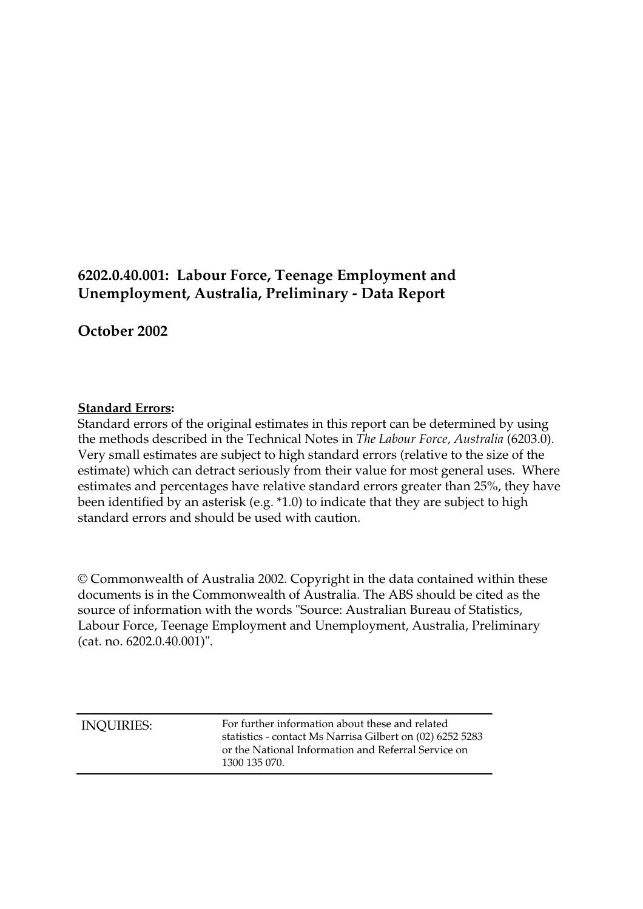# 6202.0.40.001: Labour Force, Teenage Employment and Unemployment, Australia, Preliminary - Data Report

## October 2002

**Standard Errors:**

Standard errors of the original estimates in this report can be determined by using the methods described in the Technical Notes in *The Labour Force, Australia* (6203.0). Very small estimates are subject to high standard errors (relative to the size of the estimate) which can detract seriously from their value for most general uses. Where estimates and percentages have relative standard errors greater than 25%, they have been identified by an asterisk (e.g. *1.0) to indicate that they are subject to high standard errors and should be used with caution.

© Commonwealth of Australia 2002. Copyright in the data contained within these documents is in the Commonwealth of Australia. The ABS should be cited as the source of information with the words "Source: Australian Bureau of Statistics, Labour Force, Teenage Employment and Unemployment, Australia, Preliminary (cat. no. 6202.0.40.001)".

| INQUIRIES: | For further information about these and related statistics - contact Ms Narrisa Gilbert on (02) 6252 5283 or the National Information and Referral Service on 1300 135 070. |
| --- | --- |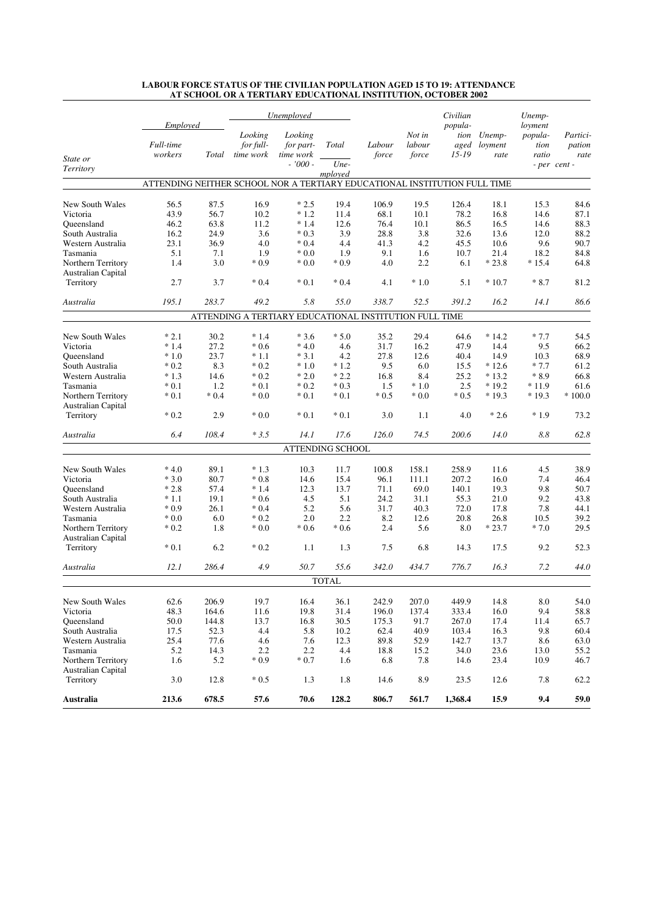**LABOUR FORCE STATUS OF THE CIVILIAN POPULATION AGED 15 TO 19: ATTENDANCE AT SCHOOL OR A TERTIARY EDUCATIONAL INSTITUTION, OCTOBER 2002**

| State or Territory | Employed | | Unemployed | | | Labour force | Not in labour force | Civilian population aged 15-19 | Unemployment rate | Unemployment population ratio | Participation rate |
|---|---|---|---|---|---|---|---|---|---|---|---|
| | Full-time workers | Total | Looking for full-time work | Looking for part-time work | Total Unemployed | | | | | | |
| | - '000 - | | | | | | | | - per cent - | | |
| **ATTENDING NEITHER SCHOOL NOR A TERTIARY EDUCATIONAL INSTITUTION FULL TIME** | | | | | | | | | | | |
| New South Wales | 56.5 | 87.5 | 16.9 | * 2.5 | 19.4 | 106.9 | 19.5 | 126.4 | 18.1 | 15.3 | 84.6 |
| Victoria | 43.9 | 56.7 | 10.2 | * 1.2 | 11.4 | 68.1 | 10.1 | 78.2 | 16.8 | 14.6 | 87.1 |
| Queensland | 46.2 | 63.8 | 11.2 | * 1.4 | 12.6 | 76.4 | 10.1 | 86.5 | 16.5 | 14.6 | 88.3 |
| South Australia | 16.2 | 24.9 | 3.6 | * 0.3 | 3.9 | 28.8 | 3.8 | 32.6 | 13.6 | 12.0 | 88.2 |
| Western Australia | 23.1 | 36.9 | 4.0 | * 0.4 | 4.4 | 41.3 | 4.2 | 45.5 | 10.6 | 9.6 | 90.7 |
| Tasmania | 5.1 | 7.1 | 1.9 | * 0.0 | 1.9 | 9.1 | 1.6 | 10.7 | 21.4 | 18.2 | 84.8 |
| Northern Territory | 1.4 | 3.0 | * 0.9 | * 0.0 | * 0.9 | 4.0 | 2.2 | 6.1 | * 23.8 | * 15.4 | 64.8 |
| Australian Capital Territory | 2.7 | 3.7 | * 0.4 | * 0.1 | * 0.4 | 4.1 | * 1.0 | 5.1 | * 10.7 | * 8.7 | 81.2 |
| *Australia* | *195.1* | *283.7* | *49.2* | *5.8* | *55.0* | *338.7* | *52.5* | *391.2* | *16.2* | *14.1* | *86.6* |
| **ATTENDING A TERTIARY EDUCATIONAL INSTITUTION FULL TIME** | | | | | | | | | | | |
| New South Wales | * 2.1 | 30.2 | * 1.4 | * 3.6 | * 5.0 | 35.2 | 29.4 | 64.6 | * 14.2 | * 7.7 | 54.5 |
| Victoria | * 1.4 | 27.2 | * 0.6 | * 4.0 | 4.6 | 31.7 | 16.2 | 47.9 | 14.4 | 9.5 | 66.2 |
| Queensland | * 1.0 | 23.7 | * 1.1 | * 3.1 | 4.2 | 27.8 | 12.6 | 40.4 | 14.9 | 10.3 | 68.9 |
| South Australia | * 0.2 | 8.3 | * 0.2 | * 1.0 | * 1.2 | 9.5 | 6.0 | 15.5 | * 12.6 | * 7.7 | 61.2 |
| Western Australia | * 1.3 | 14.6 | * 0.2 | * 2.0 | * 2.2 | 16.8 | 8.4 | 25.2 | * 13.2 | * 8.9 | 66.8 |
| Tasmania | * 0.1 | 1.2 | * 0.1 | * 0.2 | * 0.3 | 1.5 | * 1.0 | 2.5 | * 19.2 | * 11.9 | 61.6 |
| Northern Territory | * 0.1 | * 0.4 | * 0.0 | * 0.1 | * 0.1 | * 0.5 | * 0.0 | * 0.5 | * 19.3 | * 19.3 | * 100.0 |
| Australian Capital Territory | * 0.2 | 2.9 | * 0.0 | * 0.1 | * 0.1 | 3.0 | 1.1 | 4.0 | * 2.6 | * 1.9 | 73.2 |
| *Australia* | *6.4* | *108.4* | *\* 3.5* | *14.1* | *17.6* | *126.0* | *74.5* | *200.6* | *14.0* | *8.8* | *62.8* |
| **ATTENDING SCHOOL** | | | | | | | | | | | |
| New South Wales | * 4.0 | 89.1 | * 1.3 | 10.3 | 11.7 | 100.8 | 158.1 | 258.9 | 11.6 | 4.5 | 38.9 |
| Victoria | * 3.0 | 80.7 | * 0.8 | 14.6 | 15.4 | 96.1 | 111.1 | 207.2 | 16.0 | 7.4 | 46.4 |
| Queensland | * 2.8 | 57.4 | * 1.4 | 12.3 | 13.7 | 71.1 | 69.0 | 140.1 | 19.3 | 9.8 | 50.7 |
| South Australia | * 1.1 | 19.1 | * 0.6 | 4.5 | 5.1 | 24.2 | 31.1 | 55.3 | 21.0 | 9.2 | 43.8 |
| Western Australia | * 0.9 | 26.1 | * 0.4 | 5.2 | 5.6 | 31.7 | 40.3 | 72.0 | 17.8 | 7.8 | 44.1 |
| Tasmania | * 0.0 | 6.0 | * 0.2 | 2.0 | 2.2 | 8.2 | 12.6 | 20.8 | 26.8 | 10.5 | 39.2 |
| Northern Territory | * 0.2 | 1.8 | * 0.0 | * 0.6 | * 0.6 | 2.4 | 5.6 | 8.0 | * 23.7 | * 7.0 | 29.5 |
| Australian Capital Territory | * 0.1 | 6.2 | * 0.2 | 1.1 | 1.3 | 7.5 | 6.8 | 14.3 | 17.5 | 9.2 | 52.3 |
| *Australia* | *12.1* | *286.4* | *4.9* | *50.7* | *55.6* | *342.0* | *434.7* | *776.7* | *16.3* | *7.2* | *44.0* |
| **TOTAL** | | | | | | | | | | | |
| New South Wales | 62.6 | 206.9 | 19.7 | 16.4 | 36.1 | 242.9 | 207.0 | 449.9 | 14.8 | 8.0 | 54.0 |
| Victoria | 48.3 | 164.6 | 11.6 | 19.8 | 31.4 | 196.0 | 137.4 | 333.4 | 16.0 | 9.4 | 58.8 |
| Queensland | 50.0 | 144.8 | 13.7 | 16.8 | 30.5 | 175.3 | 91.7 | 267.0 | 17.4 | 11.4 | 65.7 |
| South Australia | 17.5 | 52.3 | 4.4 | 5.8 | 10.2 | 62.4 | 40.9 | 103.4 | 16.3 | 9.8 | 60.4 |
| Western Australia | 25.4 | 77.6 | 4.6 | 7.6 | 12.3 | 89.8 | 52.9 | 142.7 | 13.7 | 8.6 | 63.0 |
| Tasmania | 5.2 | 14.3 | 2.2 | 2.2 | 4.4 | 18.8 | 15.2 | 34.0 | 23.6 | 13.0 | 55.2 |
| Northern Territory | 1.6 | 5.2 | * 0.9 | * 0.7 | 1.6 | 6.8 | 7.8 | 14.6 | 23.4 | 10.9 | 46.7 |
| Australian Capital Territory | 3.0 | 12.8 | * 0.5 | 1.3 | 1.8 | 14.6 | 8.9 | 23.5 | 12.6 | 7.8 | 62.2 |
| **Australia** | **213.6** | **678.5** | **57.6** | **70.6** | **128.2** | **806.7** | **561.7** | **1,368.4** | **15.9** | **9.4** | **59.0** |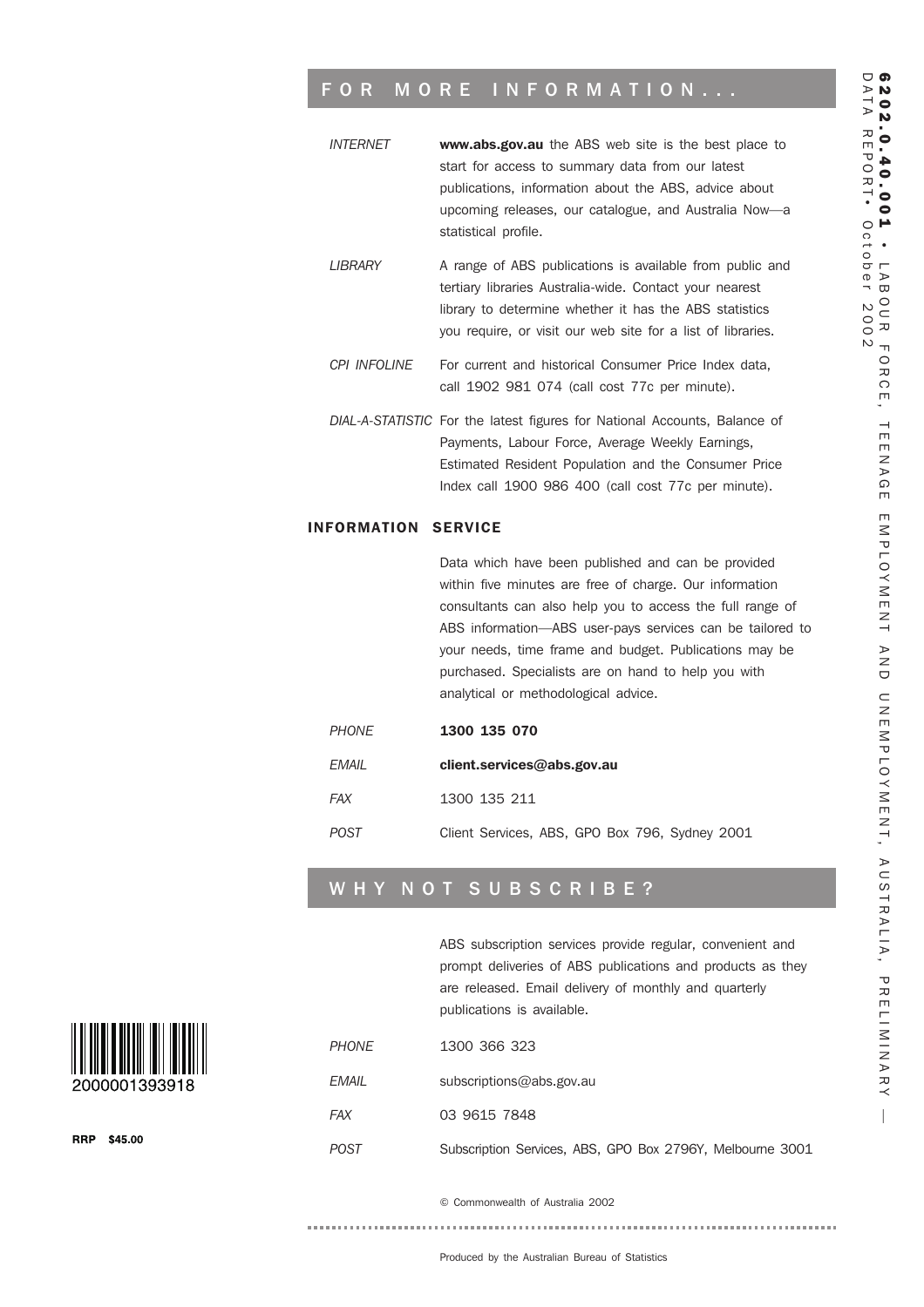## FOR MORE INFORMATION...

| | |
|---|---|
| *INTERNET* | **www.abs.gov.au** the ABS web site is the best place to start for access to summary data from our latest publications, information about the ABS, advice about upcoming releases, our catalogue, and Australia Now—a statistical profile. |
| *LIBRARY* | A range of ABS publications is available from public and tertiary libraries Australia-wide. Contact your nearest library to determine whether it has the ABS statistics you require, or visit our web site for a list of libraries. |
| *CPI INFOLINE* | For current and historical Consumer Price Index data, call 1902 981 074 (call cost 77c per minute). |
| *DIAL-A-STATISTIC* | For the latest figures for National Accounts, Balance of Payments, Labour Force, Average Weekly Earnings, Estimated Resident Population and the Consumer Price Index call 1900 986 400 (call cost 77c per minute). |

### INFORMATION SERVICE

Data which have been published and can be provided within five minutes are free of charge. Our information consultants can also help you to access the full range of ABS information—ABS user-pays services can be tailored to your needs, time frame and budget. Publications may be purchased. Specialists are on hand to help you with analytical or methodological advice.

| | |
|---|---|
| *PHONE* | **1300 135 070** |
| *EMAIL* | **client.services@abs.gov.au** |
| *FAX* | 1300 135 211 |
| *POST* | Client Services, ABS, GPO Box 796, Sydney 2001 |

## WHY NOT SUBSCRIBE?

ABS subscription services provide regular, convenient and prompt deliveries of ABS publications and products as they are released. Email delivery of monthly and quarterly publications is available.

| | |
|---|---|
| *PHONE* | 1300 366 323 |
| *EMAIL* | subscriptions@abs.gov.au |
| *FAX* | 03 9615 7848 |
| *POST* | Subscription Services, ABS, GPO Box 2796Y, Melbourne 3001 |

2000001393918

**RRP $45.00**

© Commonwealth of Australia 2002

Produced by the Australian Bureau of Statistics